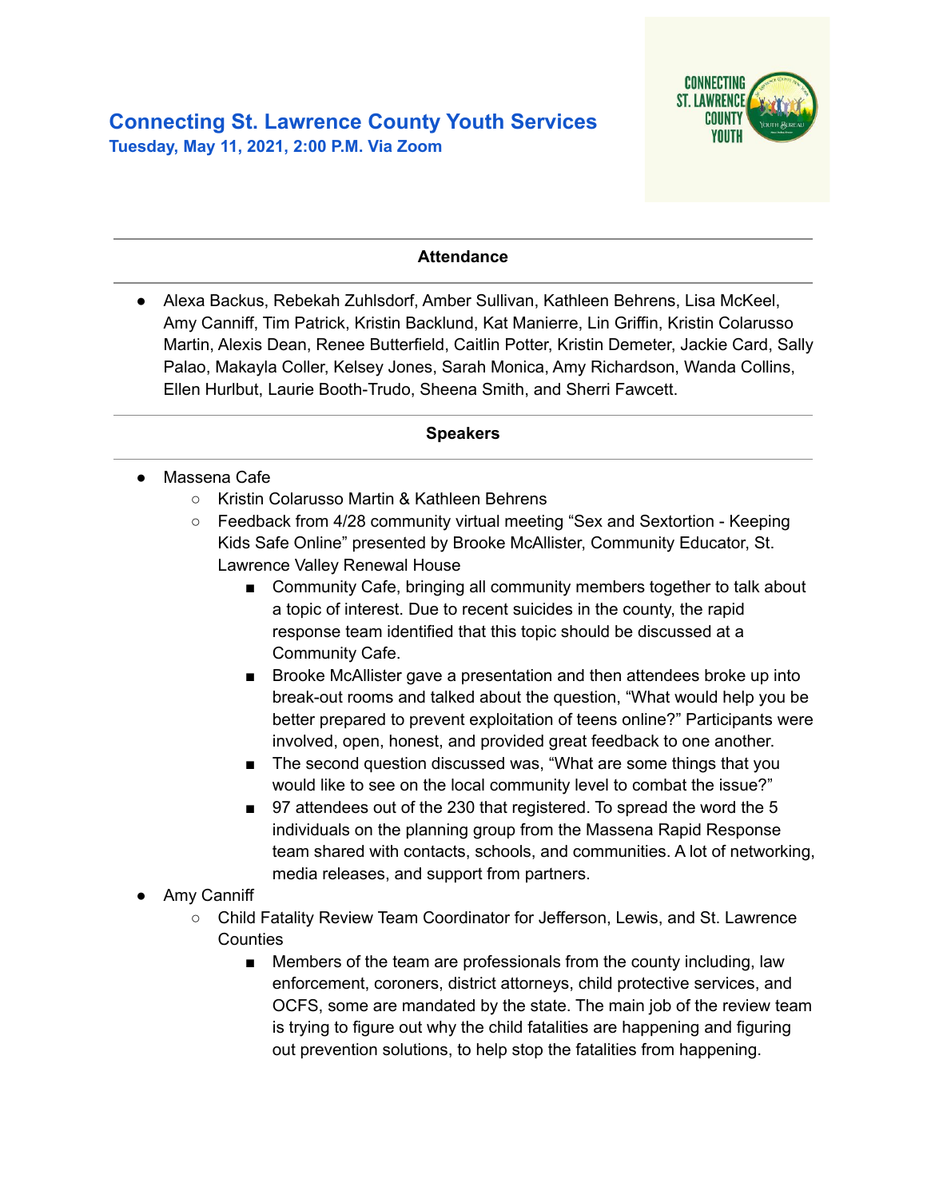# Connecting St. Lawrence County Youth Services

**Tuesday, May 11, 2021, 2:00 P.M. Via Zoom**

**Attendance**

- Alexa Backus, Rebekah Zuhlsdorf, Amber Sullivan, Kathleen Behrens, Lisa McKeel, Amy Canniff, Tim Patrick, Kristin Backlund, Kat Manierre, Lin Griffin, Kristin Colarusso Martin, Alexis Dean, Renee Butterfield, Caitlin Potter, Kristin Demeter, Jackie Card, Sally Palao, Makayla Coller, Kelsey Jones, Sarah Monica, Amy Richardson, Wanda Collins, Ellen Hurlbut, Laurie Booth-Trudo, Sheena Smith, and Sherri Fawcett.

**Speakers**

- Massena Cafe
  - Kristin Colarusso Martin & Kathleen Behrens
  - Feedback from 4/28 community virtual meeting "Sex and Sextortion - Keeping Kids Safe Online" presented by Brooke McAllister, Community Educator, St. Lawrence Valley Renewal House
    - Community Cafe, bringing all community members together to talk about a topic of interest. Due to recent suicides in the county, the rapid response team identified that this topic should be discussed at a Community Cafe.
    - Brooke McAllister gave a presentation and then attendees broke up into break-out rooms and talked about the question, "What would help you be better prepared to prevent exploitation of teens online?" Participants were involved, open, honest, and provided great feedback to one another.
    - The second question discussed was, "What are some things that you would like to see on the local community level to combat the issue?"
    - 97 attendees out of the 230 that registered. To spread the word the 5 individuals on the planning group from the Massena Rapid Response team shared with contacts, schools, and communities. A lot of networking, media releases, and support from partners.
- Amy Canniff
  - Child Fatality Review Team Coordinator for Jefferson, Lewis, and St. Lawrence Counties
    - Members of the team are professionals from the county including, law enforcement, coroners, district attorneys, child protective services, and OCFS, some are mandated by the state. The main job of the review team is trying to figure out why the child fatalities are happening and figuring out prevention solutions, to help stop the fatalities from happening.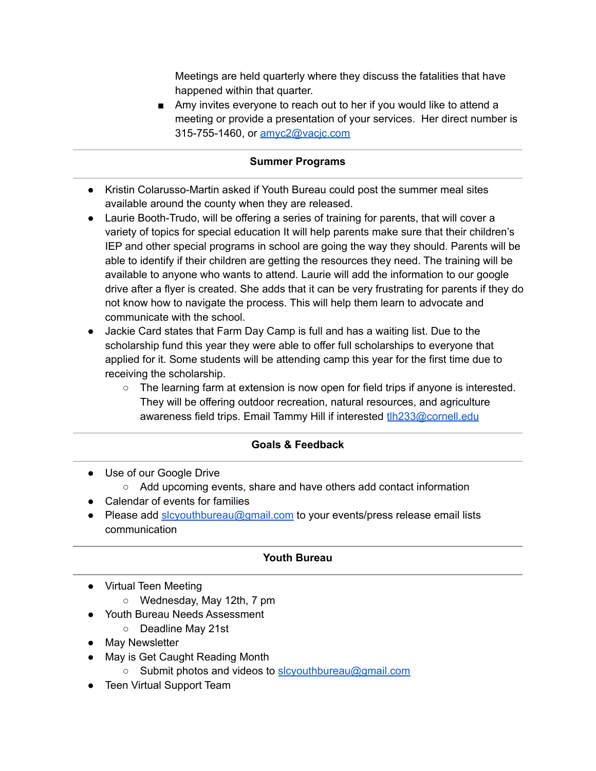Meetings are held quarterly where they discuss the fatalities that have happened within that quarter.

- Amy invites everyone to reach out to her if you would like to attend a meeting or provide a presentation of your services. Her direct number is 315-755-1460, or amyc2@vacjc.com

---

## Summer Programs

---

- Kristin Colarusso-Martin asked if Youth Bureau could post the summer meal sites available around the county when they are released.
- Laurie Booth-Trudo, will be offering a series of training for parents, that will cover a variety of topics for special education It will help parents make sure that their children's IEP and other special programs in school are going the way they should. Parents will be able to identify if their children are getting the resources they need. The training will be available to anyone who wants to attend. Laurie will add the information to our google drive after a flyer is created. She adds that it can be very frustrating for parents if they do not know how to navigate the process. This will help them learn to advocate and communicate with the school.
- Jackie Card states that Farm Day Camp is full and has a waiting list. Due to the scholarship fund this year they were able to offer full scholarships to everyone that applied for it. Some students will be attending camp this year for the first time due to receiving the scholarship.
    - The learning farm at extension is now open for field trips if anyone is interested. They will be offering outdoor recreation, natural resources, and agriculture awareness field trips. Email Tammy Hill if interested tlh233@cornell.edu

---

## Goals & Feedback

---

- Use of our Google Drive
    - Add upcoming events, share and have others add contact information
- Calendar of events for families
- Please add slcyouthbureau@gmail.com to your events/press release email lists communication

---

## Youth Bureau

---

- Virtual Teen Meeting
    - Wednesday, May 12th, 7 pm
- Youth Bureau Needs Assessment
    - Deadline May 21st
- May Newsletter
- May is Get Caught Reading Month
    - Submit photos and videos to slcyouthbureau@gmail.com
- Teen Virtual Support Team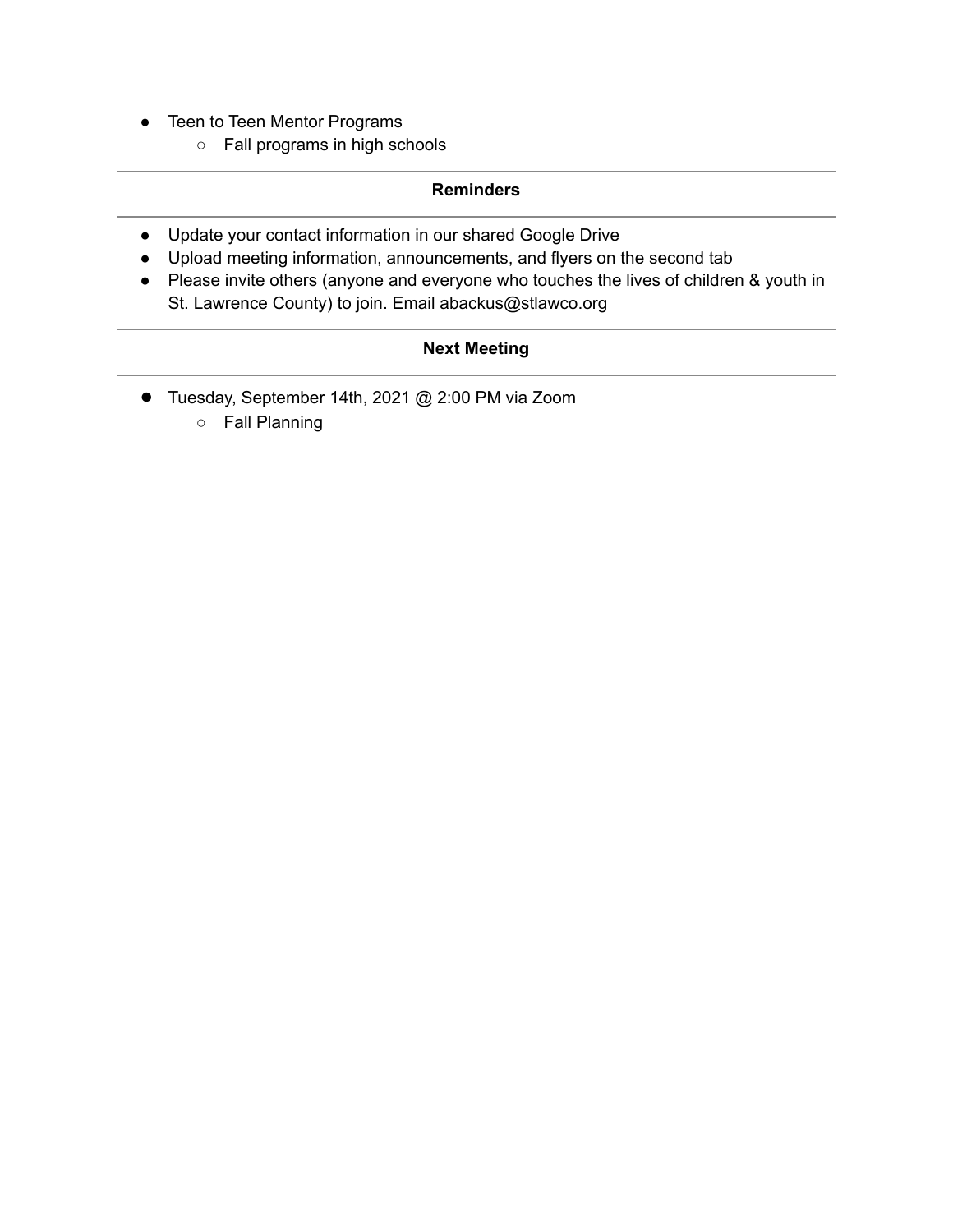- Teen to Teen Mentor Programs
  - Fall programs in high schools

## Reminders

- Update your contact information in our shared Google Drive
- Upload meeting information, announcements, and flyers on the second tab
- Please invite others (anyone and everyone who touches the lives of children & youth in St. Lawrence County) to join. Email abackus@stlawco.org

## Next Meeting

- Tuesday, September 14th, 2021 @ 2:00 PM via Zoom
  - Fall Planning